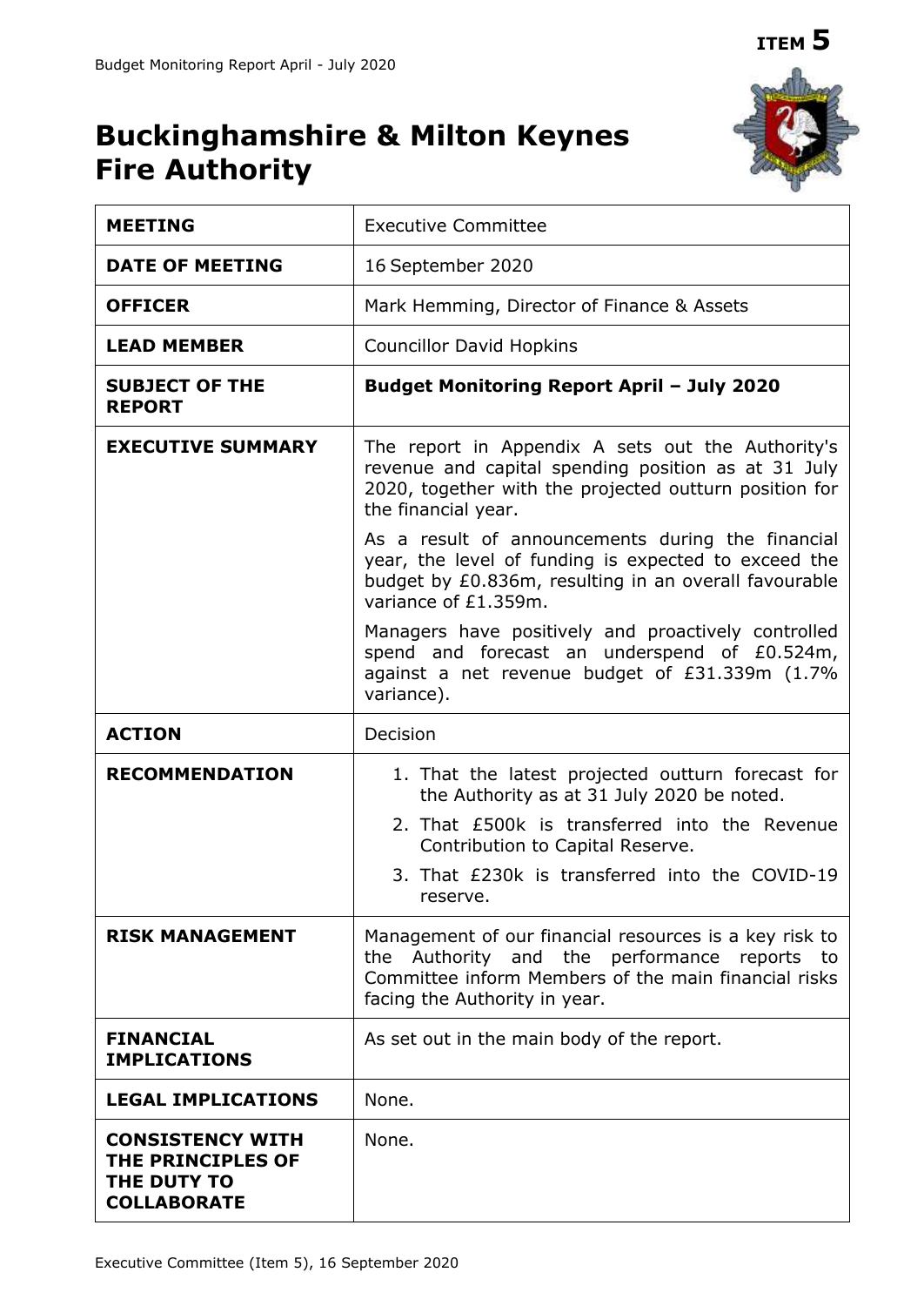**ITEM 5**

# Buckinghamshire & Milton Keynes Fire Authority

| | |
|---|---|
| **MEETING** | Executive Committee |
| **DATE OF MEETING** | 16 September 2020 |
| **OFFICER** | Mark Hemming, Director of Finance & Assets |
| **LEAD MEMBER** | Councillor David Hopkins |
| **SUBJECT OF THE REPORT** | **Budget Monitoring Report April – July 2020** |
| **EXECUTIVE SUMMARY** | The report in Appendix A sets out the Authority's revenue and capital spending position as at 31 July 2020, together with the projected outturn position for the financial year.<br><br>As a result of announcements during the financial year, the level of funding is expected to exceed the budget by £0.836m, resulting in an overall favourable variance of £1.359m.<br><br>Managers have positively and proactively controlled spend and forecast an underspend of £0.524m, against a net revenue budget of £31.339m (1.7% variance). |
| **ACTION** | Decision |
| **RECOMMENDATION** | 1. That the latest projected outturn forecast for the Authority as at 31 July 2020 be noted.<br>2. That £500k is transferred into the Revenue Contribution to Capital Reserve.<br>3. That £230k is transferred into the COVID-19 reserve. |
| **RISK MANAGEMENT** | Management of our financial resources is a key risk to the Authority and the performance reports to Committee inform Members of the main financial risks facing the Authority in year. |
| **FINANCIAL IMPLICATIONS** | As set out in the main body of the report. |
| **LEGAL IMPLICATIONS** | None. |
| **CONSISTENCY WITH THE PRINCIPLES OF THE DUTY TO COLLABORATE** | None. |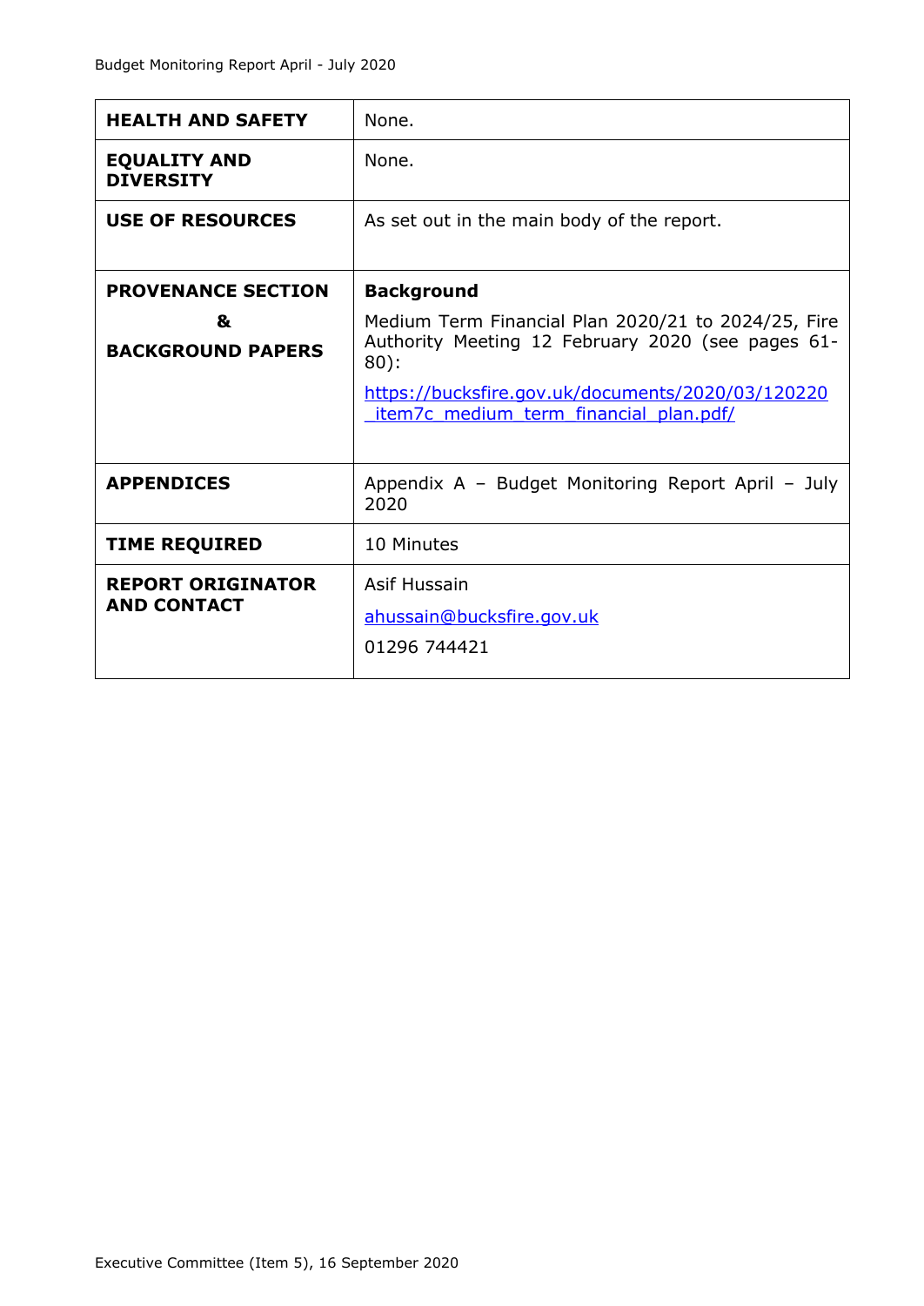| | |
|---|---|
| **HEALTH AND SAFETY** | None. |
| **EQUALITY AND DIVERSITY** | None. |
| **USE OF RESOURCES** | As set out in the main body of the report. |
| **PROVENANCE SECTION & BACKGROUND PAPERS** | **Background**<br>Medium Term Financial Plan 2020/21 to 2024/25, Fire Authority Meeting 12 February 2020 (see pages 61-80):<br>https://bucksfire.gov.uk/documents/2020/03/120220_item7c_medium_term_financial_plan.pdf/ |
| **APPENDICES** | Appendix A – Budget Monitoring Report April – July 2020 |
| **TIME REQUIRED** | 10 Minutes |
| **REPORT ORIGINATOR AND CONTACT** | Asif Hussain<br>ahussain@bucksfire.gov.uk<br>01296 744421 |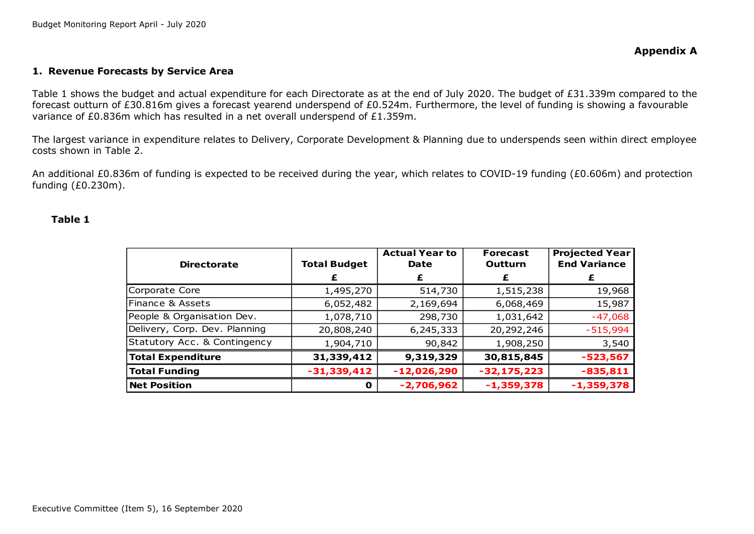**Appendix A**

## 1. Revenue Forecasts by Service Area

Table 1 shows the budget and actual expenditure for each Directorate as at the end of July 2020. The budget of £31.339m compared to the forecast outturn of £30.816m gives a forecast yearend underspend of £0.524m. Furthermore, the level of funding is showing a favourable variance of £0.836m which has resulted in a net overall underspend of £1.359m.

The largest variance in expenditure relates to Delivery, Corporate Development & Planning due to underspends seen within direct employee costs shown in Table 2.

An additional £0.836m of funding is expected to be received during the year, which relates to COVID-19 funding (£0.606m) and protection funding (£0.230m).

**Table 1**

| Directorate | Total Budget | Actual Year to Date | Forecast Outturn | Projected Year End Variance |
|---|---|---|---|---|
| | £ | £ | £ | £ |
| Corporate Core | 1,495,270 | 514,730 | 1,515,238 | 19,968 |
| Finance & Assets | 6,052,482 | 2,169,694 | 6,068,469 | 15,987 |
| People & Organisation Dev. | 1,078,710 | 298,730 | 1,031,642 | -47,068 |
| Delivery, Corp. Dev. Planning | 20,808,240 | 6,245,333 | 20,292,246 | -515,994 |
| Statutory Acc. & Contingency | 1,904,710 | 90,842 | 1,908,250 | 3,540 |
| **Total Expenditure** | **31,339,412** | **9,319,329** | **30,815,845** | **-523,567** |
| **Total Funding** | **-31,339,412** | **-12,026,290** | **-32,175,223** | **-835,811** |
| **Net Position** | **0** | **-2,706,962** | **-1,359,378** | **-1,359,378** |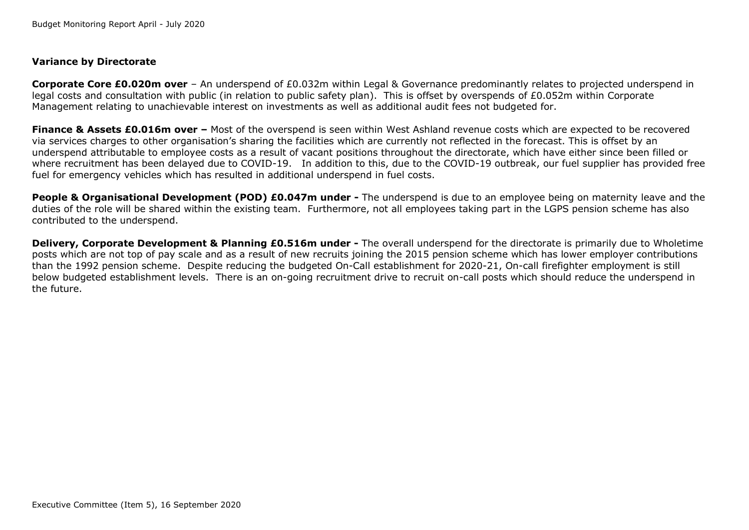### Variance by Directorate

**Corporate Core £0.020m over** – An underspend of £0.032m within Legal & Governance predominantly relates to projected underspend in legal costs and consultation with public (in relation to public safety plan). This is offset by overspends of £0.052m within Corporate Management relating to unachievable interest on investments as well as additional audit fees not budgeted for.

**Finance & Assets £0.016m over –** Most of the overspend is seen within West Ashland revenue costs which are expected to be recovered via services charges to other organisation's sharing the facilities which are currently not reflected in the forecast. This is offset by an underspend attributable to employee costs as a result of vacant positions throughout the directorate, which have either since been filled or where recruitment has been delayed due to COVID-19. In addition to this, due to the COVID-19 outbreak, our fuel supplier has provided free fuel for emergency vehicles which has resulted in additional underspend in fuel costs.

**People & Organisational Development (POD) £0.047m under -** The underspend is due to an employee being on maternity leave and the duties of the role will be shared within the existing team. Furthermore, not all employees taking part in the LGPS pension scheme has also contributed to the underspend.

**Delivery, Corporate Development & Planning £0.516m under -** The overall underspend for the directorate is primarily due to Wholetime posts which are not top of pay scale and as a result of new recruits joining the 2015 pension scheme which has lower employer contributions than the 1992 pension scheme. Despite reducing the budgeted On-Call establishment for 2020-21, On-call firefighter employment is still below budgeted establishment levels. There is an on-going recruitment drive to recruit on-call posts which should reduce the underspend in the future.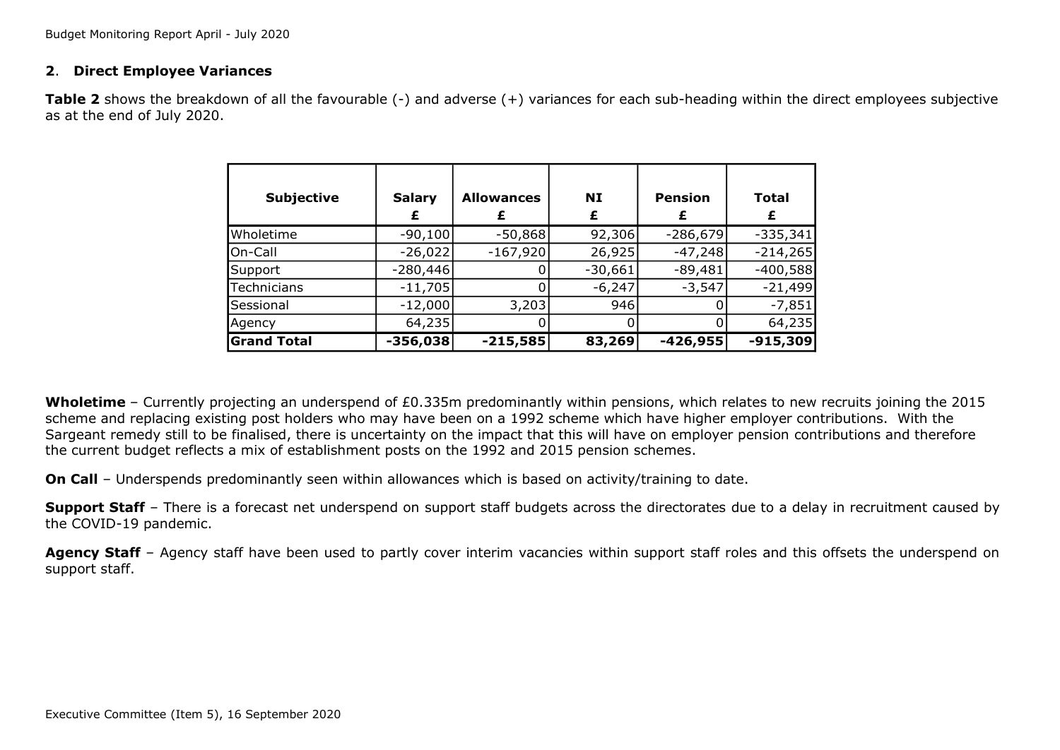## 2. Direct Employee Variances

**Table 2** shows the breakdown of all the favourable (-) and adverse (+) variances for each sub-heading within the direct employees subjective as at the end of July 2020.

| Subjective | Salary £ | Allowances £ | NI £ | Pension £ | Total £ |
|---|---|---|---|---|---|
| Wholetime | -90,100 | -50,868 | 92,306 | -286,679 | -335,341 |
| On-Call | -26,022 | -167,920 | 26,925 | -47,248 | -214,265 |
| Support | -280,446 | 0 | -30,661 | -89,481 | -400,588 |
| Technicians | -11,705 | 0 | -6,247 | -3,547 | -21,499 |
| Sessional | -12,000 | 3,203 | 946 | 0 | -7,851 |
| Agency | 64,235 | 0 | 0 | 0 | 64,235 |
| **Grand Total** | **-356,038** | **-215,585** | **83,269** | **-426,955** | **-915,309** |

**Wholetime** – Currently projecting an underspend of £0.335m predominantly within pensions, which relates to new recruits joining the 2015 scheme and replacing existing post holders who may have been on a 1992 scheme which have higher employer contributions. With the Sargeant remedy still to be finalised, there is uncertainty on the impact that this will have on employer pension contributions and therefore the current budget reflects a mix of establishment posts on the 1992 and 2015 pension schemes.

**On Call** – Underspends predominantly seen within allowances which is based on activity/training to date.

**Support Staff** – There is a forecast net underspend on support staff budgets across the directorates due to a delay in recruitment caused by the COVID-19 pandemic.

**Agency Staff** – Agency staff have been used to partly cover interim vacancies within support staff roles and this offsets the underspend on support staff.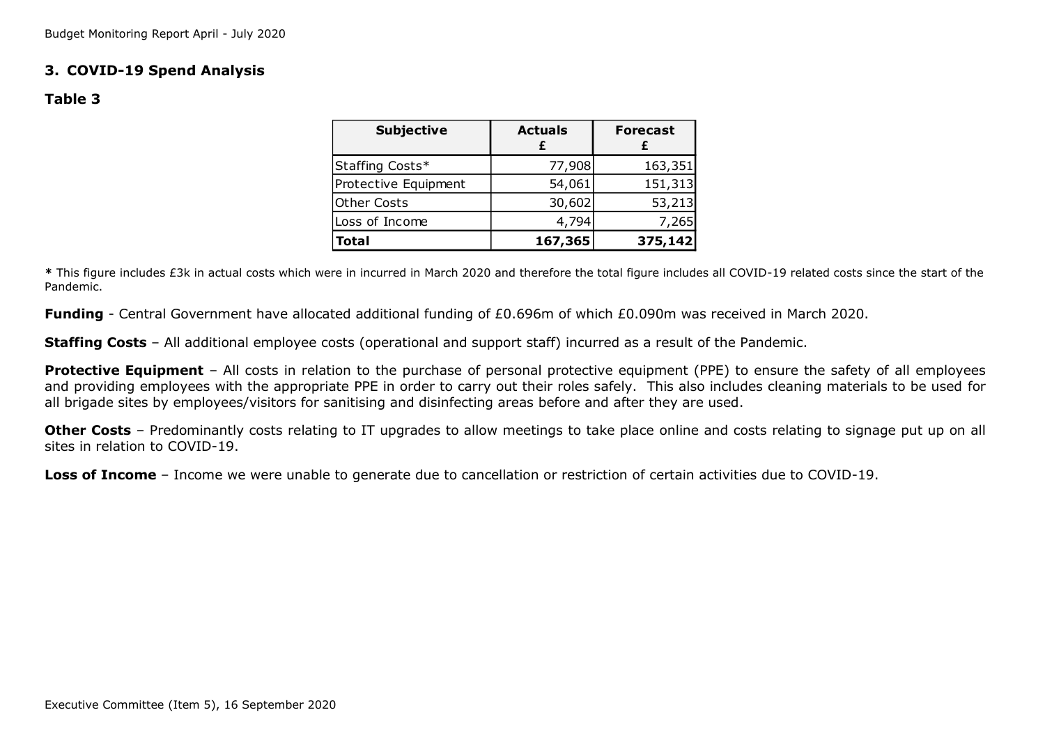## 3. COVID-19 Spend Analysis

### Table 3

| Subjective | Actuals £ | Forecast £ |
|---|---|---|
| Staffing Costs* | 77,908 | 163,351 |
| Protective Equipment | 54,061 | 151,313 |
| Other Costs | 30,602 | 53,213 |
| Loss of Income | 4,794 | 7,265 |
| **Total** | **167,365** | **375,142** |

**\*** This figure includes £3k in actual costs which were in incurred in March 2020 and therefore the total figure includes all COVID-19 related costs since the start of the Pandemic.

**Funding** - Central Government have allocated additional funding of £0.696m of which £0.090m was received in March 2020.

**Staffing Costs** – All additional employee costs (operational and support staff) incurred as a result of the Pandemic.

**Protective Equipment** – All costs in relation to the purchase of personal protective equipment (PPE) to ensure the safety of all employees and providing employees with the appropriate PPE in order to carry out their roles safely. This also includes cleaning materials to be used for all brigade sites by employees/visitors for sanitising and disinfecting areas before and after they are used.

**Other Costs** – Predominantly costs relating to IT upgrades to allow meetings to take place online and costs relating to signage put up on all sites in relation to COVID-19.

**Loss of Income** – Income we were unable to generate due to cancellation or restriction of certain activities due to COVID-19.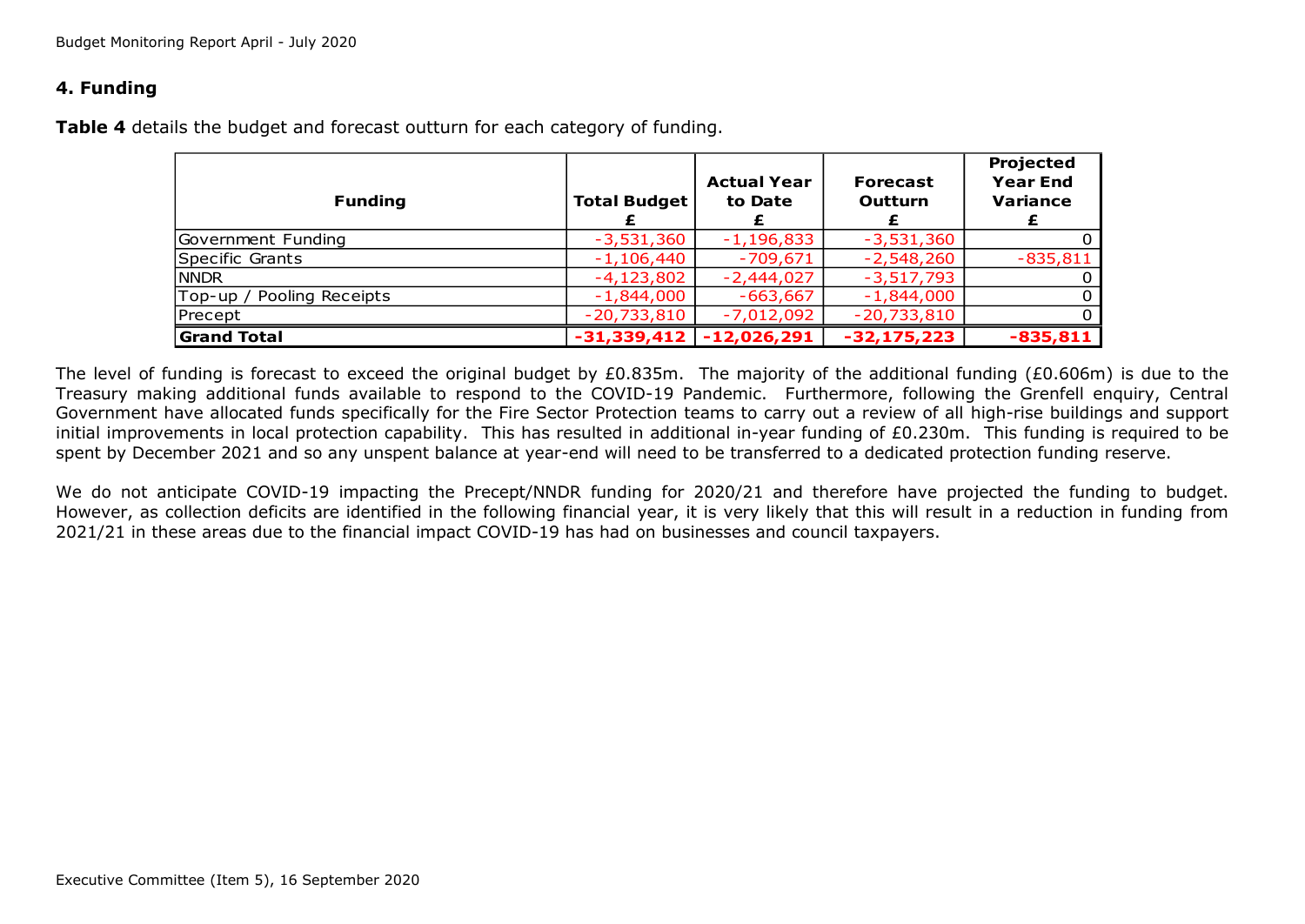## 4. Funding

**Table 4** details the budget and forecast outturn for each category of funding.

| Funding | Total Budget £ | Actual Year to Date £ | Forecast Outturn £ | Projected Year End Variance £ |
|---|---|---|---|---|
| Government Funding | -3,531,360 | -1,196,833 | -3,531,360 | 0 |
| Specific Grants | -1,106,440 | -709,671 | -2,548,260 | -835,811 |
| NNDR | -4,123,802 | -2,444,027 | -3,517,793 | 0 |
| Top-up / Pooling Receipts | -1,844,000 | -663,667 | -1,844,000 | 0 |
| Precept | -20,733,810 | -7,012,092 | -20,733,810 | 0 |
| **Grand Total** | **-31,339,412** | **-12,026,291** | **-32,175,223** | **-835,811** |

The level of funding is forecast to exceed the original budget by £0.835m. The majority of the additional funding (£0.606m) is due to the Treasury making additional funds available to respond to the COVID-19 Pandemic. Furthermore, following the Grenfell enquiry, Central Government have allocated funds specifically for the Fire Sector Protection teams to carry out a review of all high-rise buildings and support initial improvements in local protection capability. This has resulted in additional in-year funding of £0.230m. This funding is required to be spent by December 2021 and so any unspent balance at year-end will need to be transferred to a dedicated protection funding reserve.

We do not anticipate COVID-19 impacting the Precept/NNDR funding for 2020/21 and therefore have projected the funding to budget. However, as collection deficits are identified in the following financial year, it is very likely that this will result in a reduction in funding from 2021/21 in these areas due to the financial impact COVID-19 has had on businesses and council taxpayers.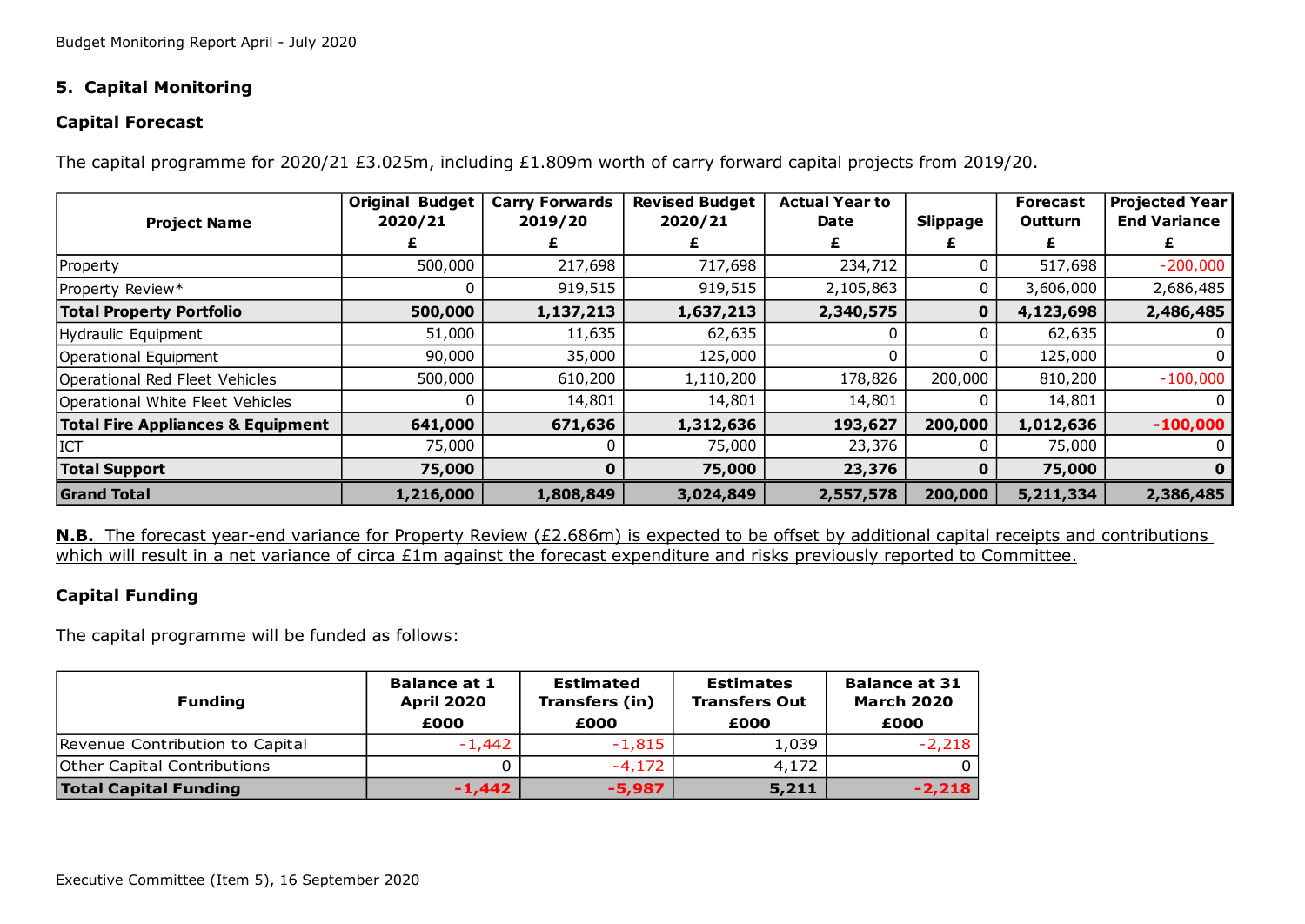## 5. Capital Monitoring

### Capital Forecast

The capital programme for 2020/21 £3.025m, including £1.809m worth of carry forward capital projects from 2019/20.

| Project Name | Original Budget 2020/21 £ | Carry Forwards 2019/20 £ | Revised Budget 2020/21 £ | Actual Year to Date £ | Slippage £ | Forecast Outturn £ | Projected Year End Variance £ |
|---|---|---|---|---|---|---|---|
| Property | 500,000 | 217,698 | 717,698 | 234,712 | 0 | 517,698 | -200,000 |
| Property Review* | 0 | 919,515 | 919,515 | 2,105,863 | 0 | 3,606,000 | 2,686,485 |
| **Total Property Portfolio** | **500,000** | **1,137,213** | **1,637,213** | **2,340,575** | **0** | **4,123,698** | **2,486,485** |
| Hydraulic Equipment | 51,000 | 11,635 | 62,635 | 0 | 0 | 62,635 | 0 |
| Operational Equipment | 90,000 | 35,000 | 125,000 | 0 | 0 | 125,000 | 0 |
| Operational Red Fleet Vehicles | 500,000 | 610,200 | 1,110,200 | 178,826 | 200,000 | 810,200 | -100,000 |
| Operational White Fleet Vehicles | 0 | 14,801 | 14,801 | 14,801 | 0 | 14,801 | 0 |
| **Total Fire Appliances & Equipment** | **641,000** | **671,636** | **1,312,636** | **193,627** | **200,000** | **1,012,636** | **-100,000** |
| ICT | 75,000 | 0 | 75,000 | 23,376 | 0 | 75,000 | 0 |
| **Total Support** | **75,000** | **0** | **75,000** | **23,376** | **0** | **75,000** | **0** |
| **Grand Total** | **1,216,000** | **1,808,849** | **3,024,849** | **2,557,578** | **200,000** | **5,211,334** | **2,386,485** |

**N.B.** The forecast year-end variance for Property Review (£2.686m) is expected to be offset by additional capital receipts and contributions which will result in a net variance of circa £1m against the forecast expenditure and risks previously reported to Committee.

### Capital Funding

The capital programme will be funded as follows:

| Funding | Balance at 1 April 2020 £000 | Estimated Transfers (in) £000 | Estimates Transfers Out £000 | Balance at 31 March 2020 £000 |
|---|---|---|---|---|
| Revenue Contribution to Capital | -1,442 | -1,815 | 1,039 | -2,218 |
| Other Capital Contributions | 0 | -4,172 | 4,172 | 0 |
| **Total Capital Funding** | **-1,442** | **-5,987** | **5,211** | **-2,218** |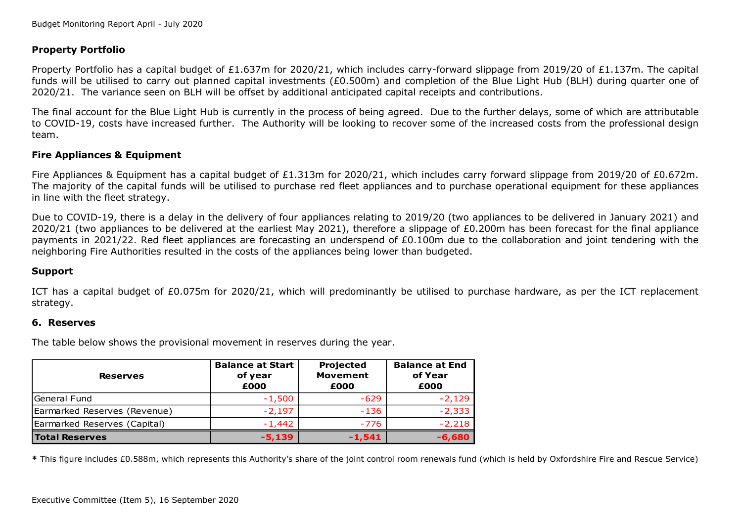**Property Portfolio**

Property Portfolio has a capital budget of £1.637m for 2020/21, which includes carry-forward slippage from 2019/20 of £1.137m. The capital funds will be utilised to carry out planned capital investments (£0.500m) and completion of the Blue Light Hub (BLH) during quarter one of 2020/21. The variance seen on BLH will be offset by additional anticipated capital receipts and contributions.

The final account for the Blue Light Hub is currently in the process of being agreed. Due to the further delays, some of which are attributable to COVID-19, costs have increased further. The Authority will be looking to recover some of the increased costs from the professional design team.

**Fire Appliances & Equipment**

Fire Appliances & Equipment has a capital budget of £1.313m for 2020/21, which includes carry forward slippage from 2019/20 of £0.672m. The majority of the capital funds will be utilised to purchase red fleet appliances and to purchase operational equipment for these appliances in line with the fleet strategy.

Due to COVID-19, there is a delay in the delivery of four appliances relating to 2019/20 (two appliances to be delivered in January 2021) and 2020/21 (two appliances to be delivered at the earliest May 2021), therefore a slippage of £0.200m has been forecast for the final appliance payments in 2021/22. Red fleet appliances are forecasting an underspend of £0.100m due to the collaboration and joint tendering with the neighboring Fire Authorities resulted in the costs of the appliances being lower than budgeted.

**Support**

ICT has a capital budget of £0.075m for 2020/21, which will predominantly be utilised to purchase hardware, as per the ICT replacement strategy.

## 6. Reserves

The table below shows the provisional movement in reserves during the year.

| Reserves | Balance at Start of year £000 | Projected Movement £000 | Balance at End of Year £000 |
|---|---|---|---|
| General Fund | -1,500 | -629 | -2,129 |
| Earmarked Reserves (Revenue) | -2,197 | -136 | -2,333 |
| Earmarked Reserves (Capital) | -1,442 | -776 | -2,218 |
| **Total Reserves** | **-5,139** | **-1,541** | **-6,680** |

**\*** This figure includes £0.588m, which represents this Authority's share of the joint control room renewals fund (which is held by Oxfordshire Fire and Rescue Service)